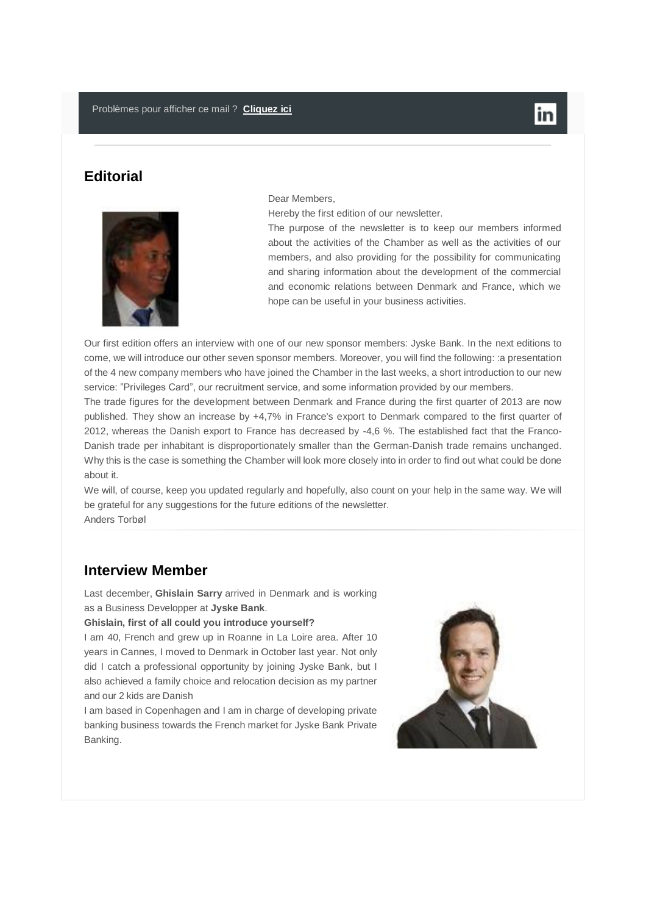Problèmes pour afficher ce mail ? **Cliquez ici**

## Editorial

Dear Members,

Hereby the first edition of our newsletter.

The purpose of the newsletter is to keep our members informed about the activities of the Chamber as well as the activities of our members, and also providing for the possibility for communicating and sharing information about the development of the commercial and economic relations between Denmark and France, which we hope can be useful in your business activities.

Our first edition offers an interview with one of our new sponsor members: Jyske Bank. In the next editions to come, we will introduce our other seven sponsor members. Moreover, you will find the following: :a presentation of the 4 new company members who have joined the Chamber in the last weeks, a short introduction to our new service: "Privileges Card", our recruitment service, and some information provided by our members.

The trade figures for the development between Denmark and France during the first quarter of 2013 are now published. They show an increase by +4,7% in France's export to Denmark compared to the first quarter of 2012, whereas the Danish export to France has decreased by -4,6 %. The established fact that the Franco-Danish trade per inhabitant is disproportionately smaller than the German-Danish trade remains unchanged. Why this is the case is something the Chamber will look more closely into in order to find out what could be done about it.

We will, of course, keep you updated regularly and hopefully, also count on your help in the same way. We will be grateful for any suggestions for the future editions of the newsletter.

Anders Torbøl

## Interview Member

Last december, **Ghislain Sarry** arrived in Denmark and is working as a Business Developper at **Jyske Bank**.

**Ghislain, first of all could you introduce yourself?**

I am 40, French and grew up in Roanne in La Loire area. After 10 years in Cannes, I moved to Denmark in October last year. Not only did I catch a professional opportunity by joining Jyske Bank, but I also achieved a family choice and relocation decision as my partner and our 2 kids are Danish

I am based in Copenhagen and I am in charge of developing private banking business towards the French market for Jyske Bank Private Banking.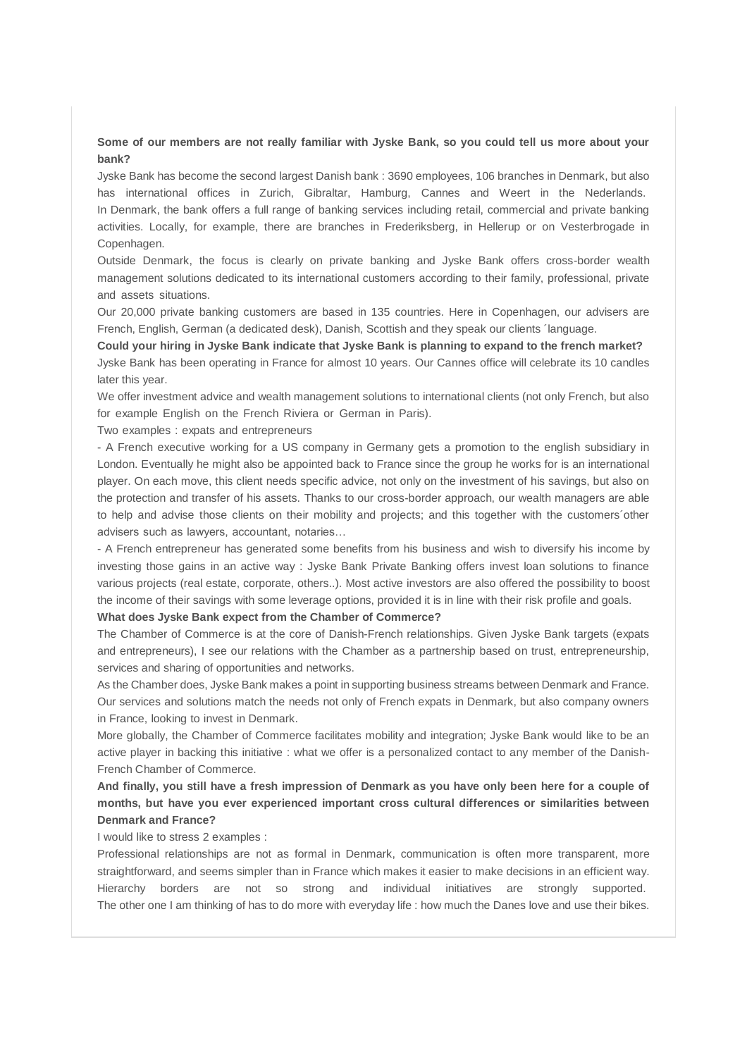**Some of our members are not really familiar with Jyske Bank, so you could tell us more about your bank?**

Jyske Bank has become the second largest Danish bank : 3690 employees, 106 branches in Denmark, but also has international offices in Zurich, Gibraltar, Hamburg, Cannes and Weert in the Nederlands.
In Denmark, the bank offers a full range of banking services including retail, commercial and private banking activities. Locally, for example, there are branches in Frederiksberg, in Hellerup or on Vesterbrogade in Copenhagen.

Outside Denmark, the focus is clearly on private banking and Jyske Bank offers cross-border wealth management solutions dedicated to its international customers according to their family, professional, private and assets situations.

Our 20,000 private banking customers are based in 135 countries. Here in Copenhagen, our advisers are French, English, German (a dedicated desk), Danish, Scottish and they speak our clients ´language.

**Could your hiring in Jyske Bank indicate that Jyske Bank is planning to expand to the french market?**

Jyske Bank has been operating in France for almost 10 years. Our Cannes office will celebrate its 10 candles later this year.

We offer investment advice and wealth management solutions to international clients (not only French, but also for example English on the French Riviera or German in Paris).

Two examples : expats and entrepreneurs

- A French executive working for a US company in Germany gets a promotion to the english subsidiary in London. Eventually he might also be appointed back to France since the group he works for is an international player. On each move, this client needs specific advice, not only on the investment of his savings, but also on the protection and transfer of his assets. Thanks to our cross-border approach, our wealth managers are able to help and advise those clients on their mobility and projects; and this together with the customers´other advisers such as lawyers, accountant, notaries…
- A French entrepreneur has generated some benefits from his business and wish to diversify his income by investing those gains in an active way : Jyske Bank Private Banking offers invest loan solutions to finance various projects (real estate, corporate, others..). Most active investors are also offered the possibility to boost the income of their savings with some leverage options, provided it is in line with their risk profile and goals.

**What does Jyske Bank expect from the Chamber of Commerce?**

The Chamber of Commerce is at the core of Danish-French relationships. Given Jyske Bank targets (expats and entrepreneurs), I see our relations with the Chamber as a partnership based on trust, entrepreneurship, services and sharing of opportunities and networks.

As the Chamber does, Jyske Bank makes a point in supporting business streams between Denmark and France. Our services and solutions match the needs not only of French expats in Denmark, but also company owners in France, looking to invest in Denmark.

More globally, the Chamber of Commerce facilitates mobility and integration; Jyske Bank would like to be an active player in backing this initiative : what we offer is a personalized contact to any member of the Danish-French Chamber of Commerce.

**And finally, you still have a fresh impression of Denmark as you have only been here for a couple of months, but have you ever experienced important cross cultural differences or similarities between Denmark and France?**

I would like to stress 2 examples :

Professional relationships are not as formal in Denmark, communication is often more transparent, more straightforward, and seems simpler than in France which makes it easier to make decisions in an efficient way. Hierarchy borders are not so strong and individual initiatives are strongly supported.
The other one I am thinking of has to do more with everyday life : how much the Danes love and use their bikes.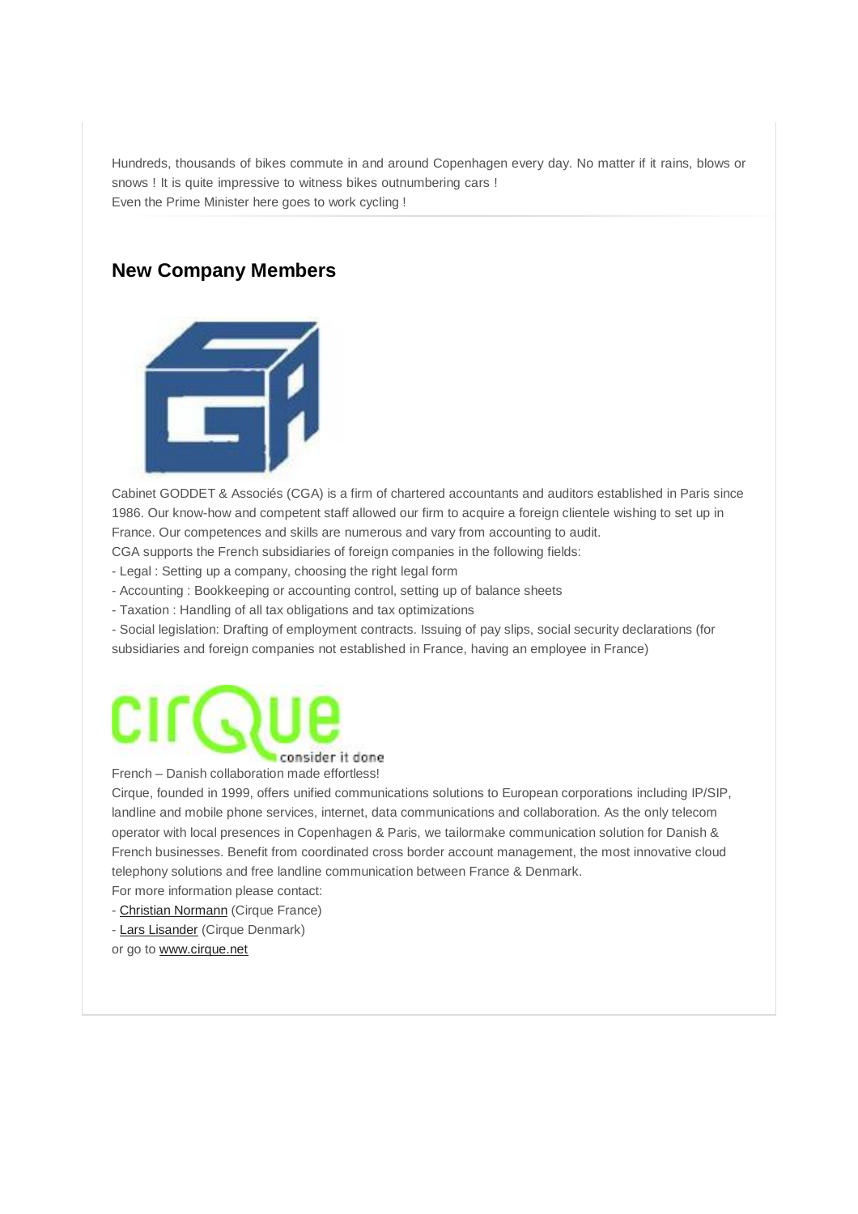Hundreds, thousands of bikes commute in and around Copenhagen every day. No matter if it rains, blows or snows ! It is quite impressive to witness bikes outnumbering cars !
Even the Prime Minister here goes to work cycling !

## New Company Members

Cabinet GODDET & Associés (CGA) is a firm of chartered accountants and auditors established in Paris since 1986. Our know-how and competent staff allowed our firm to acquire a foreign clientele wishing to set up in France. Our competences and skills are numerous and vary from accounting to audit.
CGA supports the French subsidiaries of foreign companies in the following fields:

- Legal : Setting up a company, choosing the right legal form
- Accounting : Bookkeeping or accounting control, setting up of balance sheets
- Taxation : Handling of all tax obligations and tax optimizations
- Social legislation: Drafting of employment contracts. Issuing of pay slips, social security declarations (for subsidiaries and foreign companies not established in France, having an employee in France)

French – Danish collaboration made effortless!
Cirque, founded in 1999, offers unified communications solutions to European corporations including IP/SIP, landline and mobile phone services, internet, data communications and collaboration. As the only telecom operator with local presences in Copenhagen & Paris, we tailormake communication solution for Danish & French businesses. Benefit from coordinated cross border account management, the most innovative cloud telephony solutions and free landline communication between France & Denmark.
For more information please contact:

- Christian Normann (Cirque France)
- Lars Lisander (Cirque Denmark)

or go to www.cirque.net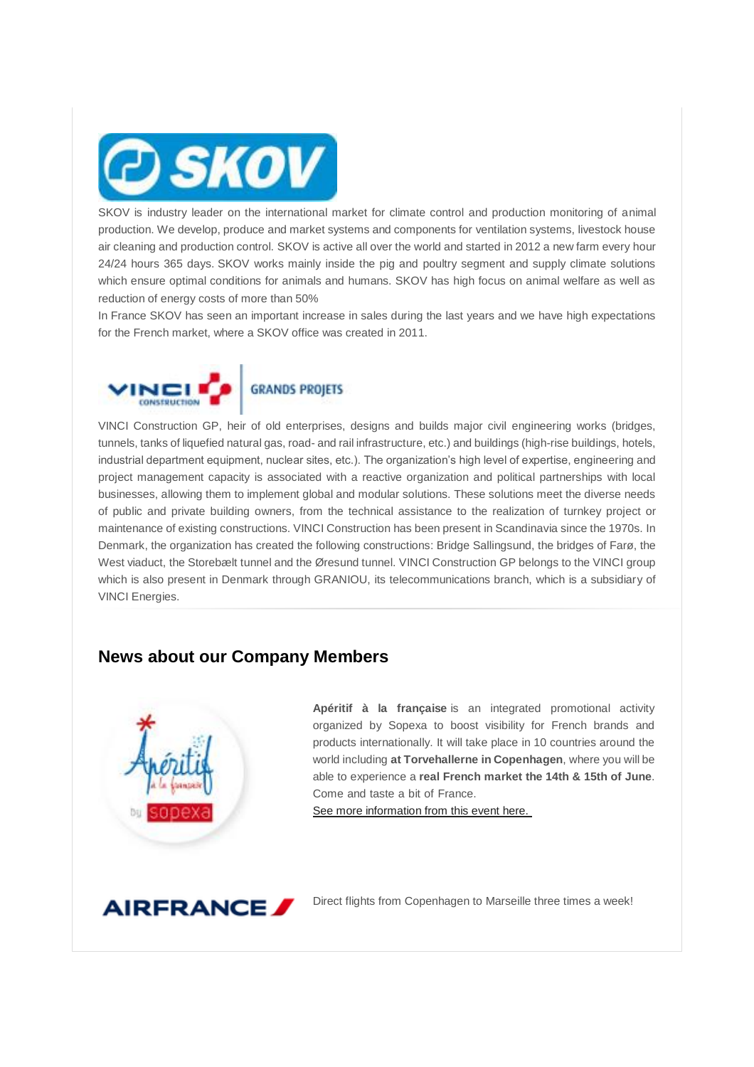SKOV is industry leader on the international market for climate control and production monitoring of animal production. We develop, produce and market systems and components for ventilation systems, livestock house air cleaning and production control. SKOV is active all over the world and started in 2012 a new farm every hour 24/24 hours 365 days. SKOV works mainly inside the pig and poultry segment and supply climate solutions which ensure optimal conditions for animals and humans. SKOV has high focus on animal welfare as well as reduction of energy costs of more than 50%

In France SKOV has seen an important increase in sales during the last years and we have high expectations for the French market, where a SKOV office was created in 2011.

VINCI Construction GP, heir of old enterprises, designs and builds major civil engineering works (bridges, tunnels, tanks of liquefied natural gas, road- and rail infrastructure, etc.) and buildings (high-rise buildings, hotels, industrial department equipment, nuclear sites, etc.). The organization's high level of expertise, engineering and project management capacity is associated with a reactive organization and political partnerships with local businesses, allowing them to implement global and modular solutions. These solutions meet the diverse needs of public and private building owners, from the technical assistance to the realization of turnkey project or maintenance of existing constructions. VINCI Construction has been present in Scandinavia since the 1970s. In Denmark, the organization has created the following constructions: Bridge Sallingsund, the bridges of Farø, the West viaduct, the Storebælt tunnel and the Øresund tunnel. VINCI Construction GP belongs to the VINCI group which is also present in Denmark through GRANIOU, its telecommunications branch, which is a subsidiary of VINCI Energies.

## News about our Company Members

**Apéritif à la française** is an integrated promotional activity organized by Sopexa to boost visibility for French brands and products internationally. It will take place in 10 countries around the world including **at Torvehallerne in Copenhagen**, where you will be able to experience a **real French market the 14th & 15th of June**. Come and taste a bit of France.

See more information from this event here.

Direct flights from Copenhagen to Marseille three times a week!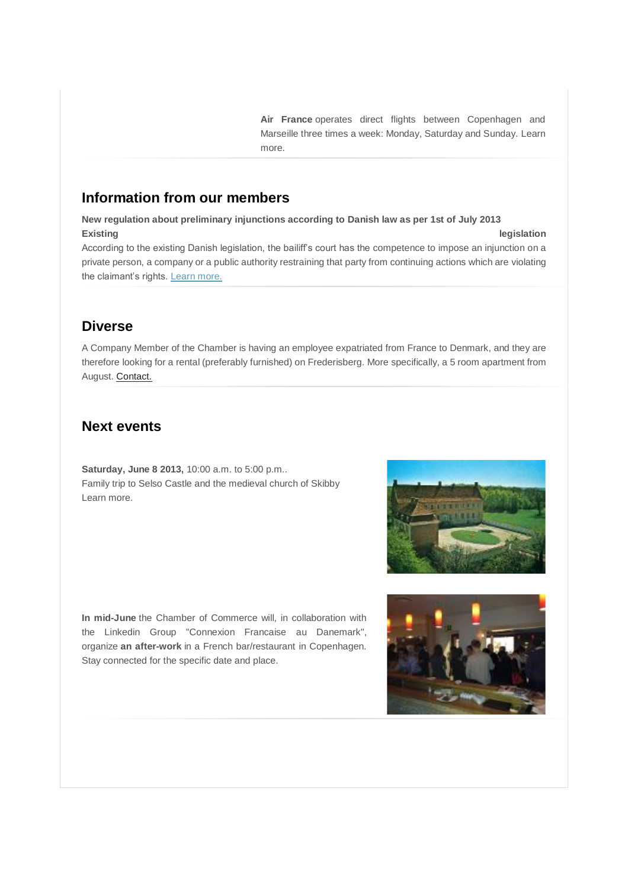**Air France** operates direct flights between Copenhagen and Marseille three times a week: Monday, Saturday and Sunday. Learn more.

## Information from our members

**New regulation about preliminary injunctions according to Danish law as per 1st of July 2013**
**Existing legislation**
According to the existing Danish legislation, the bailiff's court has the competence to impose an injunction on a private person, a company or a public authority restraining that party from continuing actions which are violating the claimant's rights. Learn more.

## Diverse

A Company Member of the Chamber is having an employee expatriated from France to Denmark, and they are therefore looking for a rental (preferably furnished) on Frederisberg. More specifically, a 5 room apartment from August. Contact.

## Next events

**Saturday, June 8 2013,** 10:00 a.m. to 5:00 p.m..
Family trip to Selso Castle and the medieval church of Skibby
Learn more.

**In mid-June** the Chamber of Commerce will, in collaboration with the Linkedin Group "Connexion Francaise au Danemark", organize **an after-work** in a French bar/restaurant in Copenhagen. Stay connected for the specific date and place.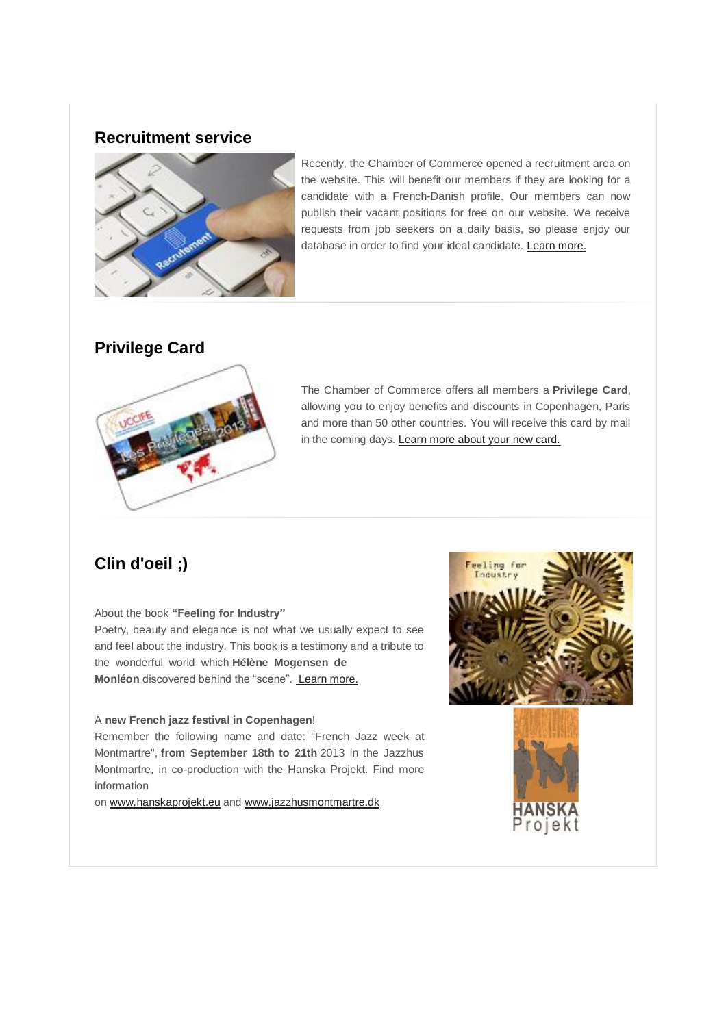## Recruitment service

Recently, the Chamber of Commerce opened a recruitment area on the website. This will benefit our members if they are looking for a candidate with a French-Danish profile. Our members can now publish their vacant positions for free on our website. We receive requests from job seekers on a daily basis, so please enjoy our database in order to find your ideal candidate. Learn more.

## Privilege Card

The Chamber of Commerce offers all members a **Privilege Card**, allowing you to enjoy benefits and discounts in Copenhagen, Paris and more than 50 other countries. You will receive this card by mail in the coming days. Learn more about your new card.

## Clin d'oeil ;)

About the book **"Feeling for Industry"**
Poetry, beauty and elegance is not what we usually expect to see and feel about the industry. This book is a testimony and a tribute to the wonderful world which **Hélène Mogensen de Monléon** discovered behind the "scene". Learn more.

A **new French jazz festival in Copenhagen**!
Remember the following name and date: "French Jazz week at Montmartre", **from September 18th to 21th** 2013 in the Jazzhus Montmartre, in co-production with the Hanska Projekt. Find more information on www.hanskaprojekt.eu and www.jazzhusmontmartre.dk